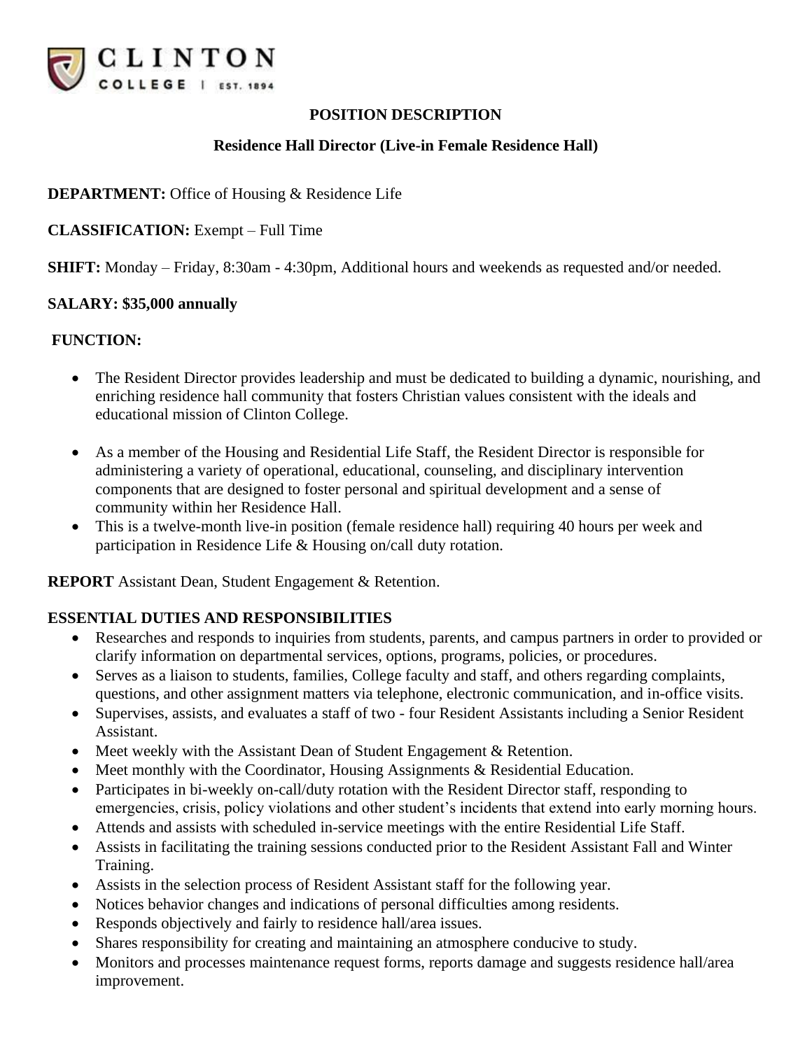CLINTON
COLLEGE | EST. 1894

# POSITION DESCRIPTION

## Residence Hall Director (Live-in Female Residence Hall)

**DEPARTMENT:** Office of Housing & Residence Life

**CLASSIFICATION:** Exempt – Full Time

**SHIFT:** Monday – Friday, 8:30am - 4:30pm, Additional hours and weekends as requested and/or needed.

**SALARY: $35,000 annually**

**FUNCTION:**

- The Resident Director provides leadership and must be dedicated to building a dynamic, nourishing, and enriching residence hall community that fosters Christian values consistent with the ideals and educational mission of Clinton College.
- As a member of the Housing and Residential Life Staff, the Resident Director is responsible for administering a variety of operational, educational, counseling, and disciplinary intervention components that are designed to foster personal and spiritual development and a sense of community within her Residence Hall.
- This is a twelve-month live-in position (female residence hall) requiring 40 hours per week and participation in Residence Life & Housing on/call duty rotation.

**REPORT** Assistant Dean, Student Engagement & Retention.

**ESSENTIAL DUTIES AND RESPONSIBILITIES**

- Researches and responds to inquiries from students, parents, and campus partners in order to provided or clarify information on departmental services, options, programs, policies, or procedures.
- Serves as a liaison to students, families, College faculty and staff, and others regarding complaints, questions, and other assignment matters via telephone, electronic communication, and in-office visits.
- Supervises, assists, and evaluates a staff of two - four Resident Assistants including a Senior Resident Assistant.
- Meet weekly with the Assistant Dean of Student Engagement & Retention.
- Meet monthly with the Coordinator, Housing Assignments & Residential Education.
- Participates in bi-weekly on-call/duty rotation with the Resident Director staff, responding to emergencies, crisis, policy violations and other student's incidents that extend into early morning hours.
- Attends and assists with scheduled in-service meetings with the entire Residential Life Staff.
- Assists in facilitating the training sessions conducted prior to the Resident Assistant Fall and Winter Training.
- Assists in the selection process of Resident Assistant staff for the following year.
- Notices behavior changes and indications of personal difficulties among residents.
- Responds objectively and fairly to residence hall/area issues.
- Shares responsibility for creating and maintaining an atmosphere conducive to study.
- Monitors and processes maintenance request forms, reports damage and suggests residence hall/area improvement.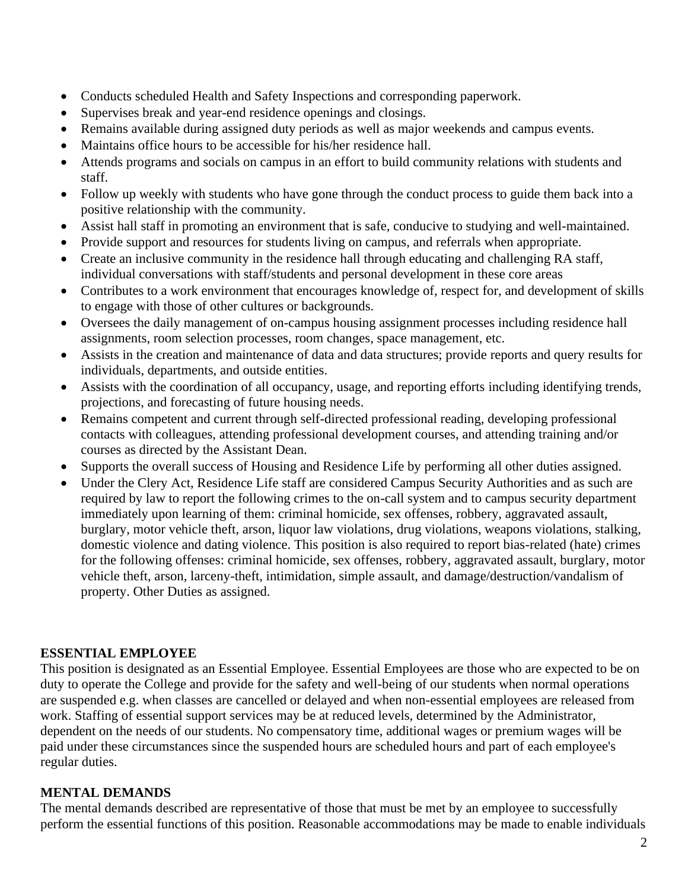- Conducts scheduled Health and Safety Inspections and corresponding paperwork.
- Supervises break and year-end residence openings and closings.
- Remains available during assigned duty periods as well as major weekends and campus events.
- Maintains office hours to be accessible for his/her residence hall.
- Attends programs and socials on campus in an effort to build community relations with students and staff.
- Follow up weekly with students who have gone through the conduct process to guide them back into a positive relationship with the community.
- Assist hall staff in promoting an environment that is safe, conducive to studying and well-maintained.
- Provide support and resources for students living on campus, and referrals when appropriate.
- Create an inclusive community in the residence hall through educating and challenging RA staff, individual conversations with staff/students and personal development in these core areas
- Contributes to a work environment that encourages knowledge of, respect for, and development of skills to engage with those of other cultures or backgrounds.
- Oversees the daily management of on-campus housing assignment processes including residence hall assignments, room selection processes, room changes, space management, etc.
- Assists in the creation and maintenance of data and data structures; provide reports and query results for individuals, departments, and outside entities.
- Assists with the coordination of all occupancy, usage, and reporting efforts including identifying trends, projections, and forecasting of future housing needs.
- Remains competent and current through self-directed professional reading, developing professional contacts with colleagues, attending professional development courses, and attending training and/or courses as directed by the Assistant Dean.
- Supports the overall success of Housing and Residence Life by performing all other duties assigned.
- Under the Clery Act, Residence Life staff are considered Campus Security Authorities and as such are required by law to report the following crimes to the on-call system and to campus security department immediately upon learning of them: criminal homicide, sex offenses, robbery, aggravated assault, burglary, motor vehicle theft, arson, liquor law violations, drug violations, weapons violations, stalking, domestic violence and dating violence. This position is also required to report bias-related (hate) crimes for the following offenses: criminal homicide, sex offenses, robbery, aggravated assault, burglary, motor vehicle theft, arson, larceny-theft, intimidation, simple assault, and damage/destruction/vandalism of property. Other Duties as assigned.

**ESSENTIAL EMPLOYEE**

This position is designated as an Essential Employee. Essential Employees are those who are expected to be on duty to operate the College and provide for the safety and well-being of our students when normal operations are suspended e.g. when classes are cancelled or delayed and when non-essential employees are released from work. Staffing of essential support services may be at reduced levels, determined by the Administrator, dependent on the needs of our students. No compensatory time, additional wages or premium wages will be paid under these circumstances since the suspended hours are scheduled hours and part of each employee's regular duties.

**MENTAL DEMANDS**

The mental demands described are representative of those that must be met by an employee to successfully perform the essential functions of this position. Reasonable accommodations may be made to enable individuals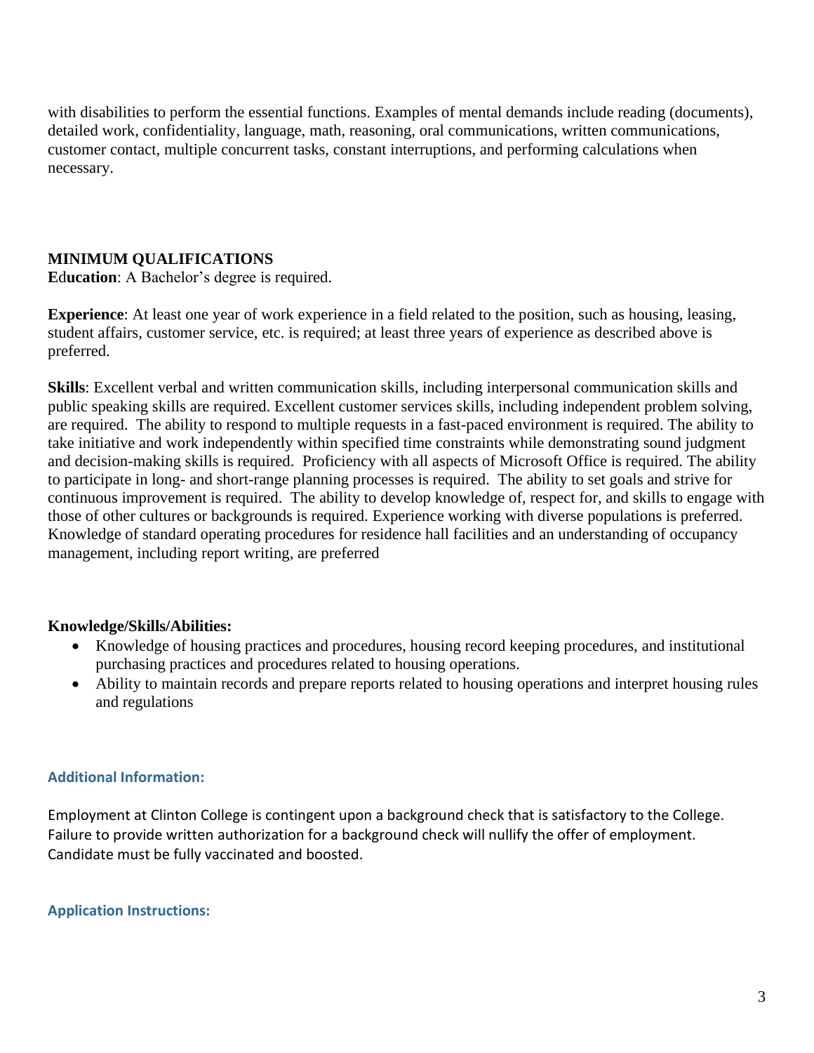with disabilities to perform the essential functions. Examples of mental demands include reading (documents), detailed work, confidentiality, language, math, reasoning, oral communications, written communications, customer contact, multiple concurrent tasks, constant interruptions, and performing calculations when necessary.

**MINIMUM QUALIFICATIONS**

**Education**: A Bachelor's degree is required.

**Experience**: At least one year of work experience in a field related to the position, such as housing, leasing, student affairs, customer service, etc. is required; at least three years of experience as described above is preferred.

**Skills**: Excellent verbal and written communication skills, including interpersonal communication skills and public speaking skills are required. Excellent customer services skills, including independent problem solving, are required. The ability to respond to multiple requests in a fast-paced environment is required. The ability to take initiative and work independently within specified time constraints while demonstrating sound judgment and decision-making skills is required. Proficiency with all aspects of Microsoft Office is required. The ability to participate in long- and short-range planning processes is required. The ability to set goals and strive for continuous improvement is required. The ability to develop knowledge of, respect for, and skills to engage with those of other cultures or backgrounds is required. Experience working with diverse populations is preferred. Knowledge of standard operating procedures for residence hall facilities and an understanding of occupancy management, including report writing, are preferred

**Knowledge/Skills/Abilities:**

- Knowledge of housing practices and procedures, housing record keeping procedures, and institutional purchasing practices and procedures related to housing operations.
- Ability to maintain records and prepare reports related to housing operations and interpret housing rules and regulations

**Additional Information:**

Employment at Clinton College is contingent upon a background check that is satisfactory to the College. Failure to provide written authorization for a background check will nullify the offer of employment. Candidate must be fully vaccinated and boosted.

**Application Instructions:**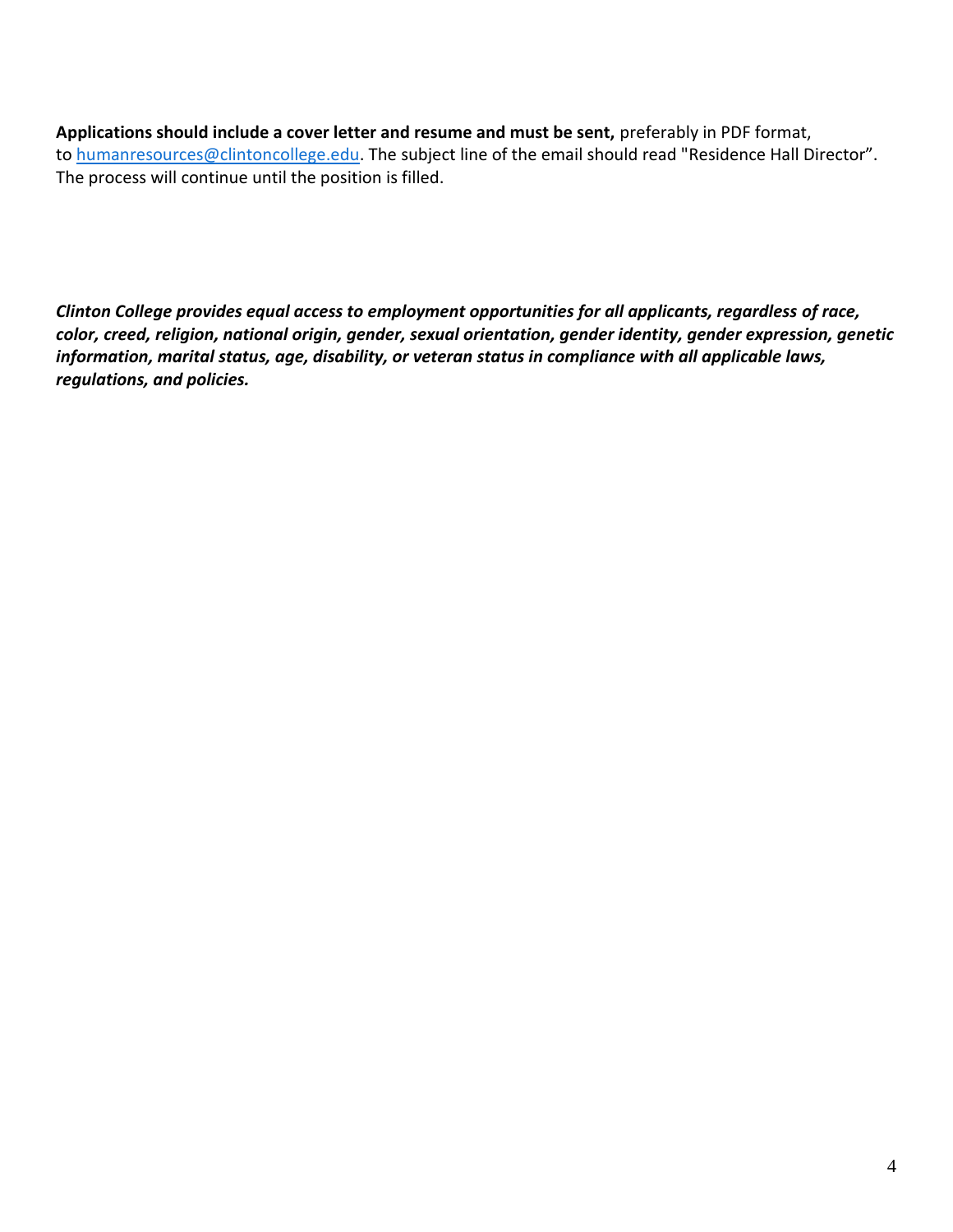**Applications should include a cover letter and resume and must be sent,** preferably in PDF format, to [humanresources@clintoncollege.edu](mailto:humanresources@clintoncollege.edu). The subject line of the email should read "Residence Hall Director". The process will continue until the position is filled.

***Clinton College provides equal access to employment opportunities for all applicants, regardless of race, color, creed, religion, national origin, gender, sexual orientation, gender identity, gender expression, genetic information, marital status, age, disability, or veteran status in compliance with all applicable laws, regulations, and policies.***